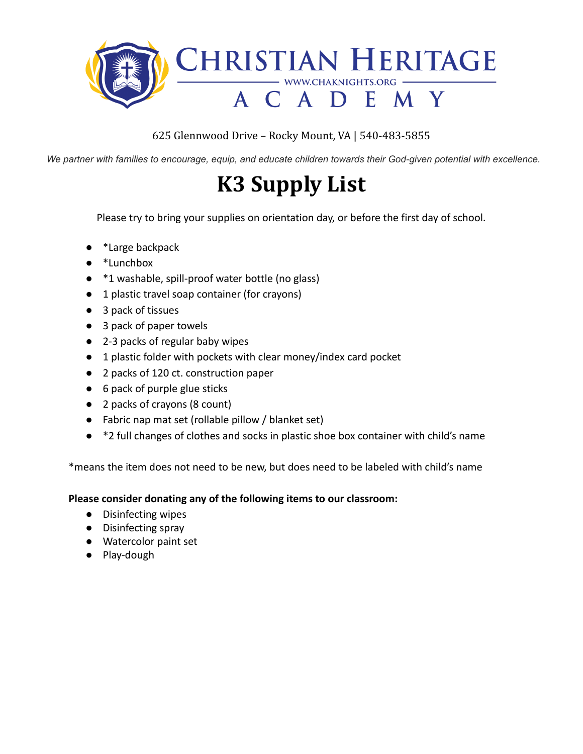# Christian Heritage Academy

WWW.CHAKNIGHTS.ORG

625 Glennwood Drive – Rocky Mount, VA | 540-483-5855

*We partner with families to encourage, equip, and educate children towards their God-given potential with excellence.*

# K3 Supply List

Please try to bring your supplies on orientation day, or before the first day of school.

- *Large backpack
- *Lunchbox
- *1 washable, spill-proof water bottle (no glass)
- 1 plastic travel soap container (for crayons)
- 3 pack of tissues
- 3 pack of paper towels
- 2-3 packs of regular baby wipes
- 1 plastic folder with pockets with clear money/index card pocket
- 2 packs of 120 ct. construction paper
- 6 pack of purple glue sticks
- 2 packs of crayons (8 count)
- Fabric nap mat set (rollable pillow / blanket set)
- *2 full changes of clothes and socks in plastic shoe box container with child's name

*means the item does not need to be new, but does need to be labeled with child's name

**Please consider donating any of the following items to our classroom:**

- Disinfecting wipes
- Disinfecting spray
- Watercolor paint set
- Play-dough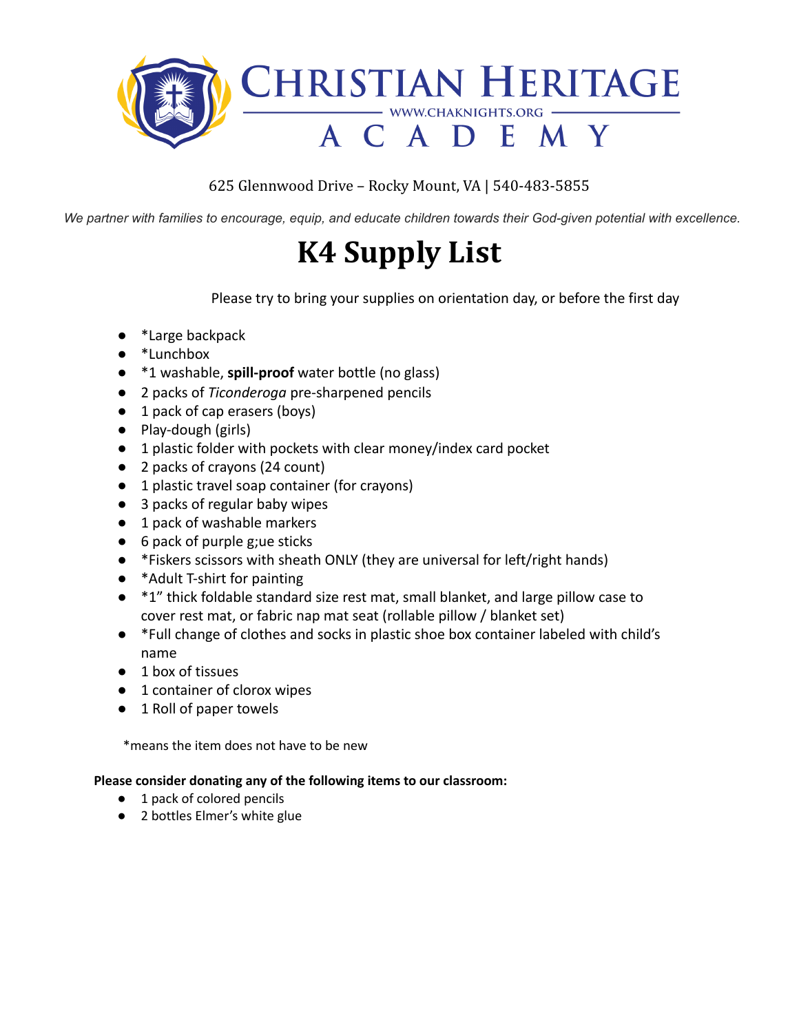CHRISTIAN HERITAGE

WWW.CHAKNIGHTS.ORG

ACADEMY

625 Glennwood Drive – Rocky Mount, VA | 540-483-5855

*We partner with families to encourage, equip, and educate children towards their God-given potential with excellence.*

# K4 Supply List

Please try to bring your supplies on orientation day, or before the first day

- *Large backpack
- *Lunchbox
- *1 washable, **spill-proof** water bottle (no glass)
- 2 packs of *Ticonderoga* pre-sharpened pencils
- 1 pack of cap erasers (boys)
- Play-dough (girls)
- 1 plastic folder with pockets with clear money/index card pocket
- 2 packs of crayons (24 count)
- 1 plastic travel soap container (for crayons)
- 3 packs of regular baby wipes
- 1 pack of washable markers
- 6 pack of purple g;ue sticks
- *Fiskers scissors with sheath ONLY (they are universal for left/right hands)
- *Adult T-shirt for painting
- *1" thick foldable standard size rest mat, small blanket, and large pillow case to cover rest mat, or fabric nap mat seat (rollable pillow / blanket set)
- *Full change of clothes and socks in plastic shoe box container labeled with child's name
- 1 box of tissues
- 1 container of clorox wipes
- 1 Roll of paper towels

*means the item does not have to be new

**Please consider donating any of the following items to our classroom:**

- 1 pack of colored pencils
- 2 bottles Elmer's white glue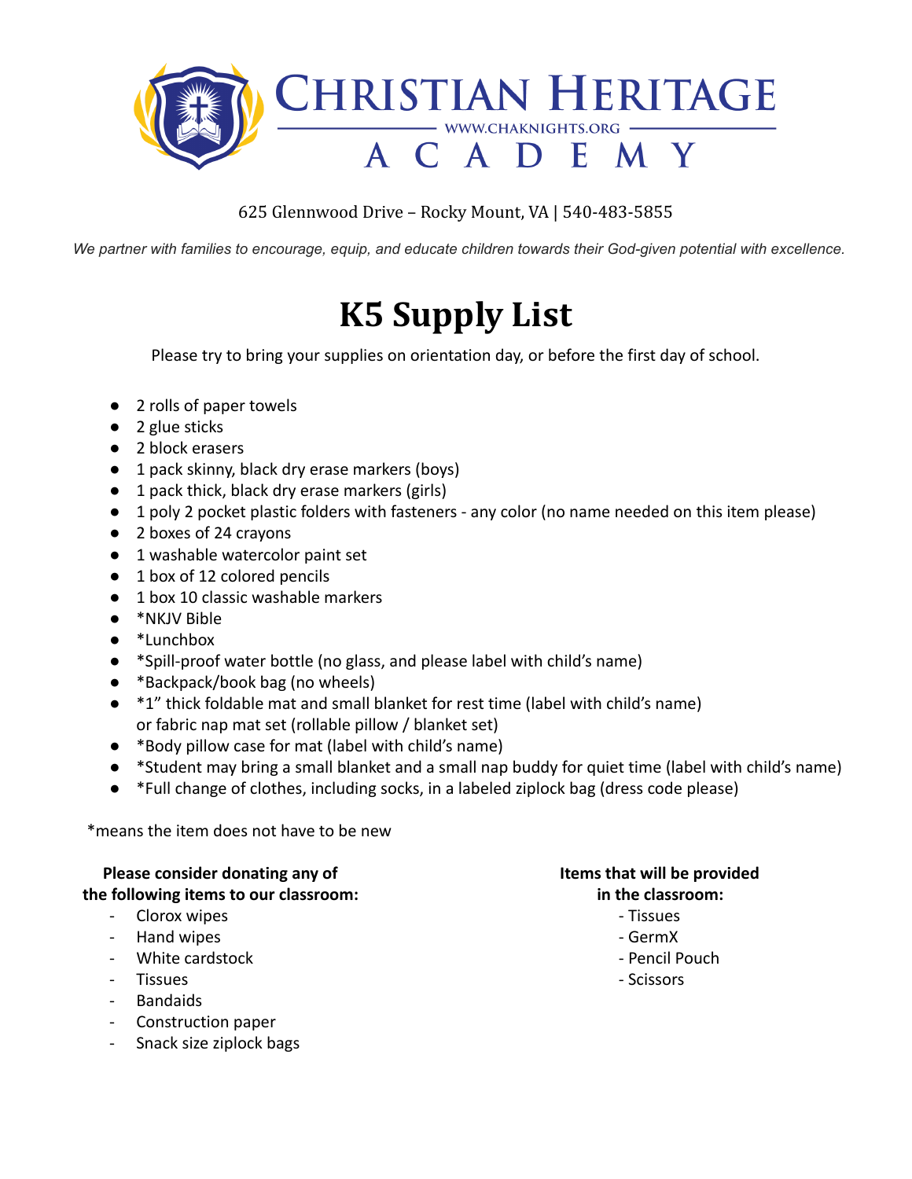# CHRISTIAN HERITAGE ACADEMY

WWW.CHAKNIGHTS.ORG

625 Glennwood Drive – Rocky Mount, VA | 540-483-5855

*We partner with families to encourage, equip, and educate children towards their God-given potential with excellence.*

# K5 Supply List

Please try to bring your supplies on orientation day, or before the first day of school.

- 2 rolls of paper towels
- 2 glue sticks
- 2 block erasers
- 1 pack skinny, black dry erase markers (boys)
- 1 pack thick, black dry erase markers (girls)
- 1 poly 2 pocket plastic folders with fasteners - any color (no name needed on this item please)
- 2 boxes of 24 crayons
- 1 washable watercolor paint set
- 1 box of 12 colored pencils
- 1 box 10 classic washable markers
- *NKJV Bible
- *Lunchbox
- *Spill-proof water bottle (no glass, and please label with child's name)
- *Backpack/book bag (no wheels)
- *1" thick foldable mat and small blanket for rest time (label with child's name) or fabric nap mat set (rollable pillow / blanket set)
- *Body pillow case for mat (label with child's name)
- *Student may bring a small blanket and a small nap buddy for quiet time (label with child's name)
- *Full change of clothes, including socks, in a labeled ziplock bag (dress code please)

*means the item does not have to be new

**Please consider donating any of the following items to our classroom:**

- Clorox wipes
- Hand wipes
- White cardstock
- Tissues
- Bandaids
- Construction paper
- Snack size ziplock bags

**Items that will be provided in the classroom:**

- Tissues
- GermX
- Pencil Pouch
- Scissors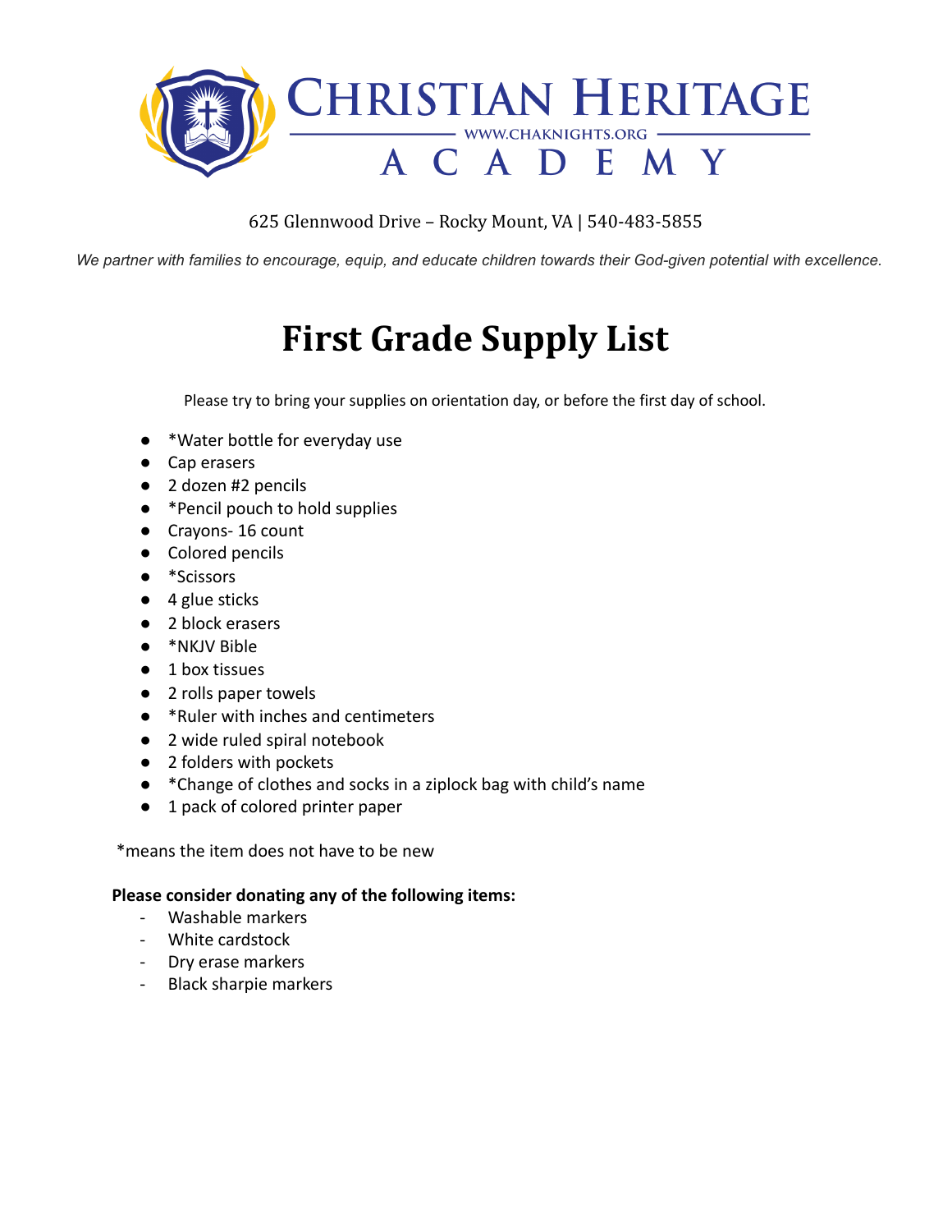# Christian Heritage Academy

WWW.CHAKNIGHTS.ORG

625 Glennwood Drive – Rocky Mount, VA | 540-483-5855

*We partner with families to encourage, equip, and educate children towards their God-given potential with excellence.*

# First Grade Supply List

Please try to bring your supplies on orientation day, or before the first day of school.

- *Water bottle for everyday use
- Cap erasers
- 2 dozen #2 pencils
- *Pencil pouch to hold supplies
- Crayons- 16 count
- Colored pencils
- *Scissors
- 4 glue sticks
- 2 block erasers
- *NKJV Bible
- 1 box tissues
- 2 rolls paper towels
- *Ruler with inches and centimeters
- 2 wide ruled spiral notebook
- 2 folders with pockets
- *Change of clothes and socks in a ziplock bag with child's name
- 1 pack of colored printer paper

*means the item does not have to be new

**Please consider donating any of the following items:**

- Washable markers
- White cardstock
- Dry erase markers
- Black sharpie markers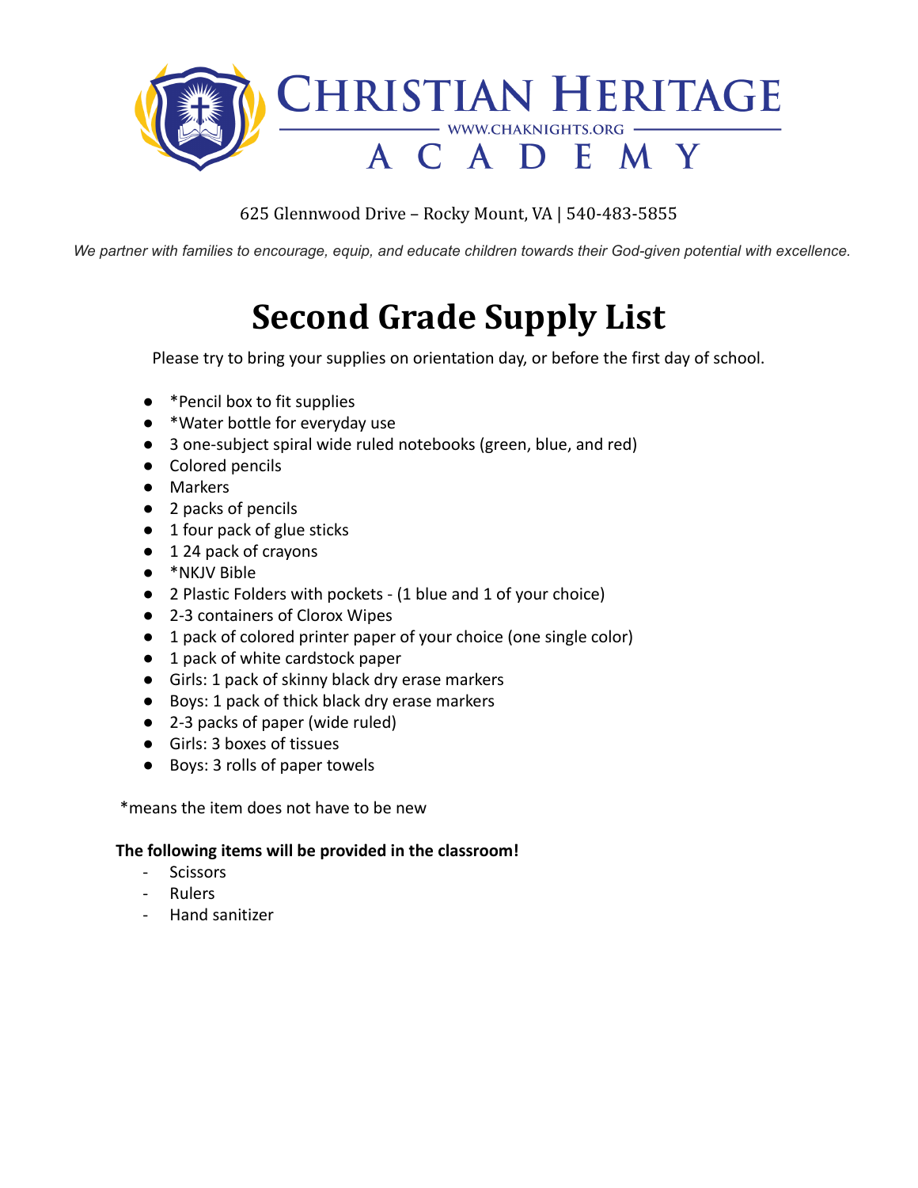# Christian Heritage Academy

www.chaknights.org

625 Glennwood Drive – Rocky Mount, VA | 540-483-5855

*We partner with families to encourage, equip, and educate children towards their God-given potential with excellence.*

# Second Grade Supply List

Please try to bring your supplies on orientation day, or before the first day of school.

- *Pencil box to fit supplies
- *Water bottle for everyday use
- 3 one-subject spiral wide ruled notebooks (green, blue, and red)
- Colored pencils
- Markers
- 2 packs of pencils
- 1 four pack of glue sticks
- 1 24 pack of crayons
- *NKJV Bible
- 2 Plastic Folders with pockets - (1 blue and 1 of your choice)
- 2-3 containers of Clorox Wipes
- 1 pack of colored printer paper of your choice (one single color)
- 1 pack of white cardstock paper
- Girls: 1 pack of skinny black dry erase markers
- Boys: 1 pack of thick black dry erase markers
- 2-3 packs of paper (wide ruled)
- Girls: 3 boxes of tissues
- Boys: 3 rolls of paper towels

*means the item does not have to be new

**The following items will be provided in the classroom!**

- Scissors
- Rulers
- Hand sanitizer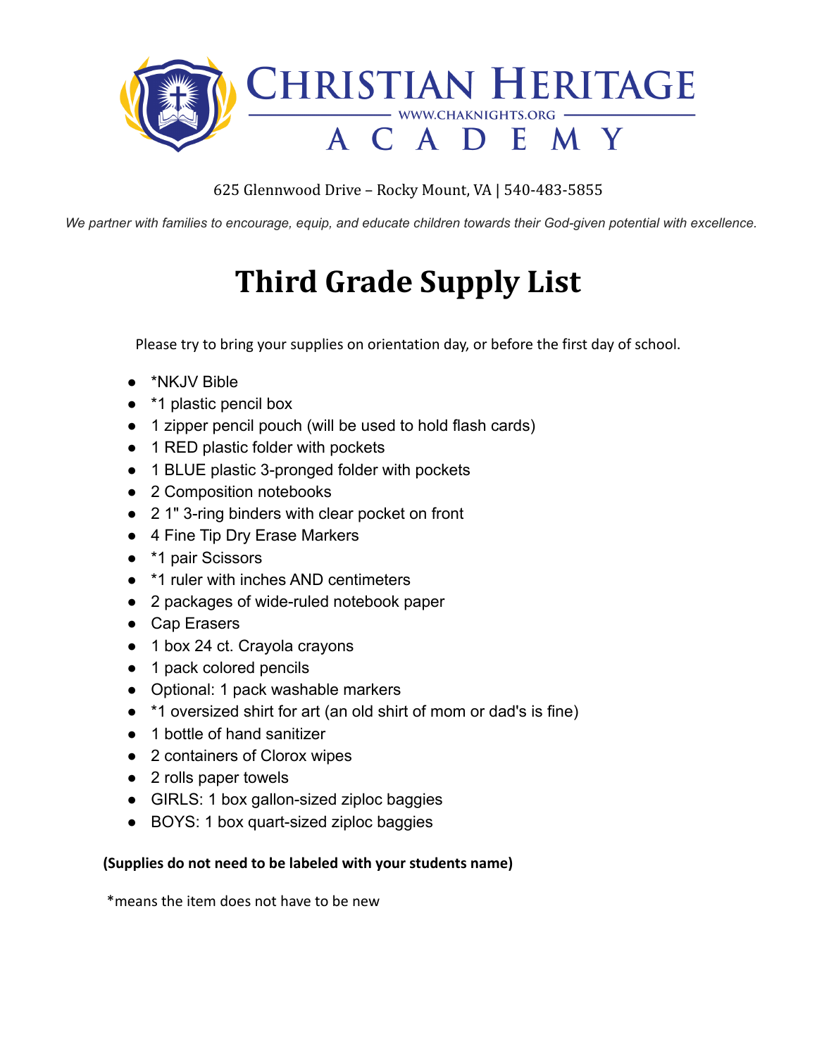# Christian Heritage Academy

WWW.CHAKNIGHTS.ORG

625 Glennwood Drive – Rocky Mount, VA | 540-483-5855

*We partner with families to encourage, equip, and educate children towards their God-given potential with excellence.*

# Third Grade Supply List

Please try to bring your supplies on orientation day, or before the first day of school.

- *NKJV Bible
- *1 plastic pencil box
- 1 zipper pencil pouch (will be used to hold flash cards)
- 1 RED plastic folder with pockets
- 1 BLUE plastic 3-pronged folder with pockets
- 2 Composition notebooks
- 2 1" 3-ring binders with clear pocket on front
- 4 Fine Tip Dry Erase Markers
- *1 pair Scissors
- *1 ruler with inches AND centimeters
- 2 packages of wide-ruled notebook paper
- Cap Erasers
- 1 box 24 ct. Crayola crayons
- 1 pack colored pencils
- Optional: 1 pack washable markers
- *1 oversized shirt for art (an old shirt of mom or dad's is fine)
- 1 bottle of hand sanitizer
- 2 containers of Clorox wipes
- 2 rolls paper towels
- GIRLS: 1 box gallon-sized ziploc baggies
- BOYS: 1 box quart-sized ziploc baggies

**(Supplies do not need to be labeled with your students name)**

*means the item does not have to be new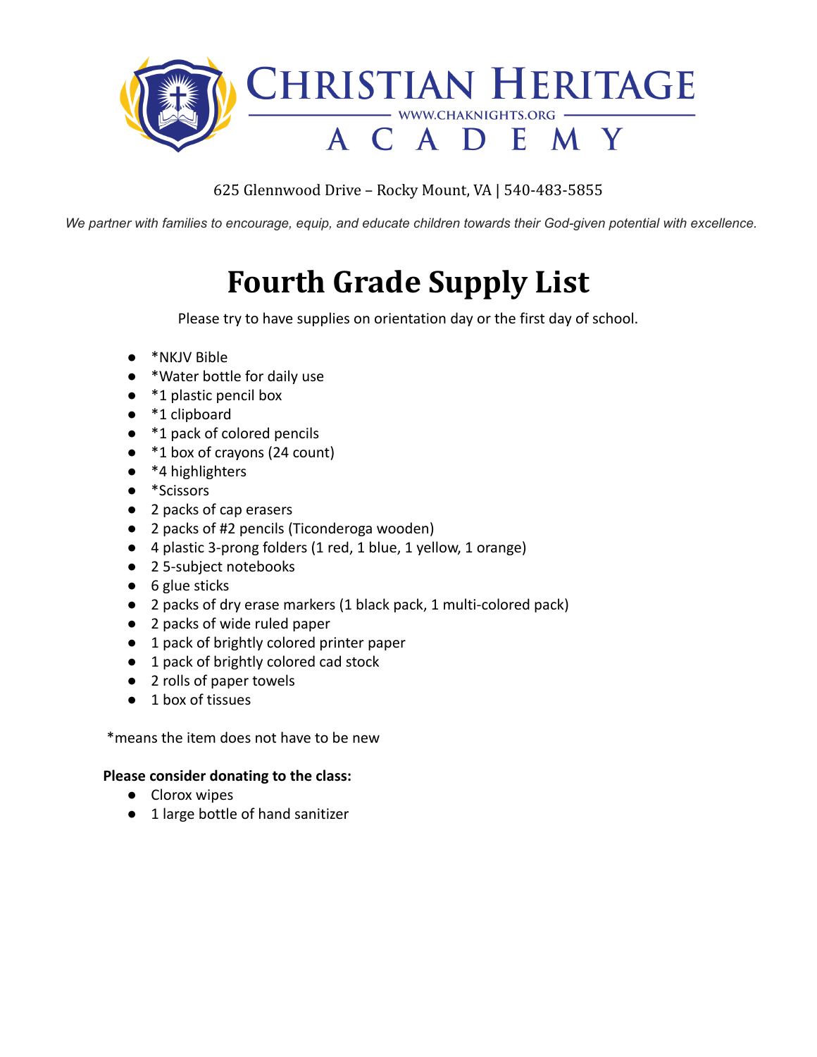# CHRISTIAN HERITAGE ACADEMY

WWW.CHAKNIGHTS.ORG

625 Glennwood Drive – Rocky Mount, VA | 540-483-5855

*We partner with families to encourage, equip, and educate children towards their God-given potential with excellence.*

# Fourth Grade Supply List

Please try to have supplies on orientation day or the first day of school.

- *NKJV Bible
- *Water bottle for daily use
- *1 plastic pencil box
- *1 clipboard
- *1 pack of colored pencils
- *1 box of crayons (24 count)
- *4 highlighters
- *Scissors
- 2 packs of cap erasers
- 2 packs of #2 pencils (Ticonderoga wooden)
- 4 plastic 3-prong folders (1 red, 1 blue, 1 yellow, 1 orange)
- 2 5-subject notebooks
- 6 glue sticks
- 2 packs of dry erase markers (1 black pack, 1 multi-colored pack)
- 2 packs of wide ruled paper
- 1 pack of brightly colored printer paper
- 1 pack of brightly colored cad stock
- 2 rolls of paper towels
- 1 box of tissues

*means the item does not have to be new

**Please consider donating to the class:**

- Clorox wipes
- 1 large bottle of hand sanitizer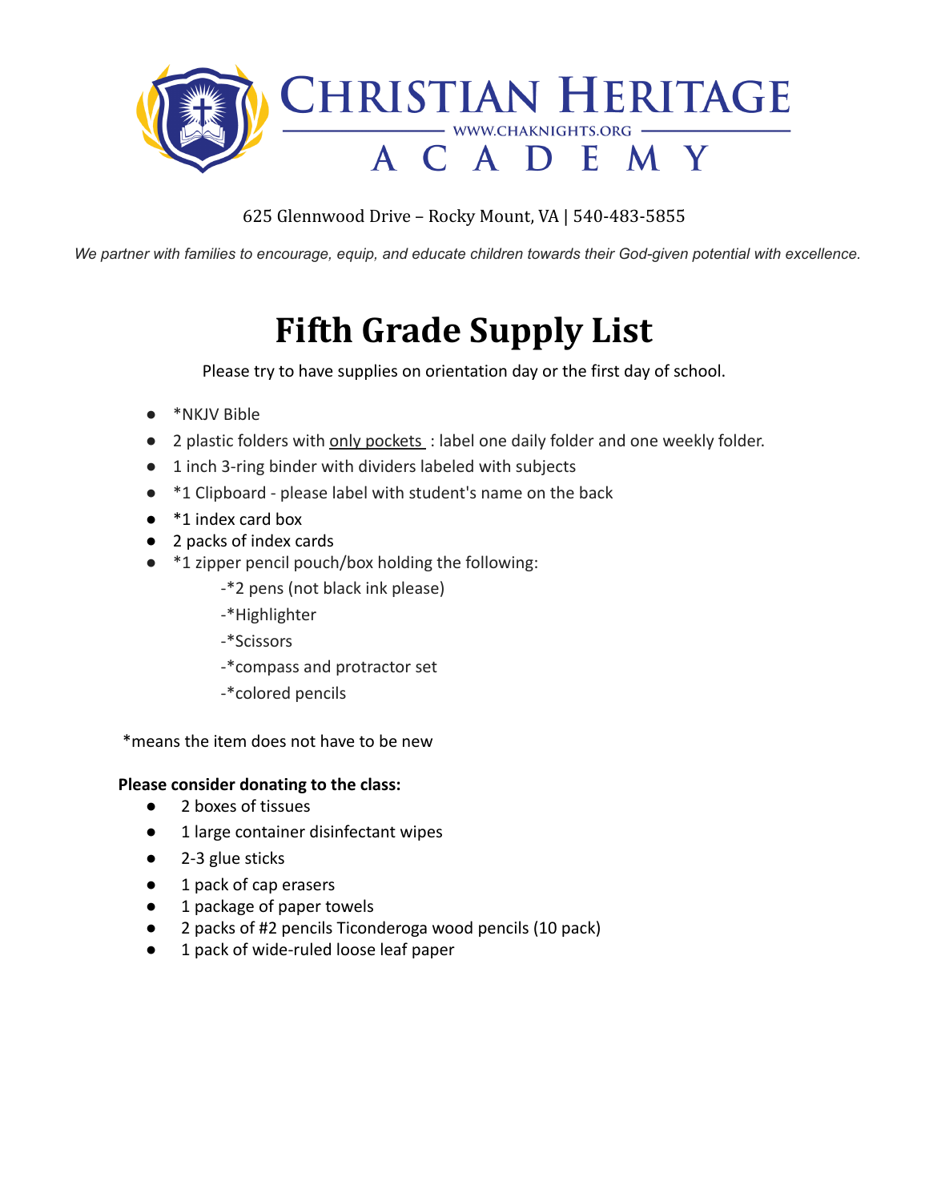# Christian Heritage Academy

WWW.CHAKNIGHTS.ORG

625 Glennwood Drive – Rocky Mount, VA | 540-483-5855

*We partner with families to encourage, equip, and educate children towards their God-given potential with excellence.*

# Fifth Grade Supply List

Please try to have supplies on orientation day or the first day of school.

- *NKJV Bible
- 2 plastic folders with only pockets : label one daily folder and one weekly folder.
- 1 inch 3-ring binder with dividers labeled with subjects
- *1 Clipboard - please label with student's name on the back
- *1 index card box
- 2 packs of index cards
- *1 zipper pencil pouch/box holding the following:
  - -*2 pens (not black ink please)
  - -*Highlighter
  - -*Scissors
  - -*compass and protractor set
  - -*colored pencils

*means the item does not have to be new

**Please consider donating to the class:**

- 2 boxes of tissues
- 1 large container disinfectant wipes
- 2-3 glue sticks
- 1 pack of cap erasers
- 1 package of paper towels
- 2 packs of #2 pencils Ticonderoga wood pencils (10 pack)
- 1 pack of wide-ruled loose leaf paper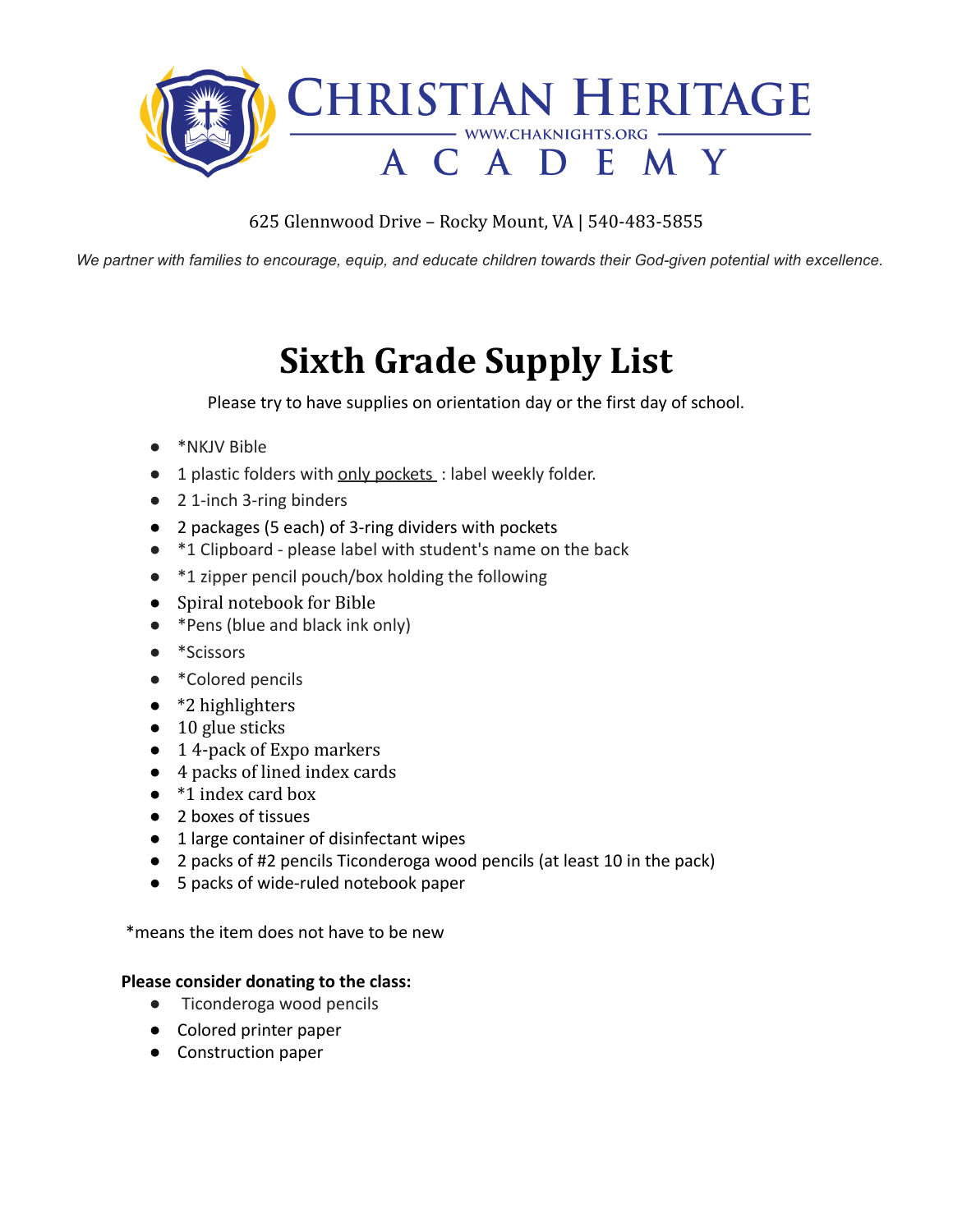# Christian Heritage Academy

WWW.CHAKNIGHTS.ORG

625 Glennwood Drive – Rocky Mount, VA | 540-483-5855

*We partner with families to encourage, equip, and educate children towards their God-given potential with excellence.*

# Sixth Grade Supply List

Please try to have supplies on orientation day or the first day of school.

- *NKJV Bible
- 1 plastic folders with <u>only pockets</u> : label weekly folder.
- 2 1-inch 3-ring binders
- 2 packages (5 each) of 3-ring dividers with pockets
- *1 Clipboard - please label with student's name on the back
- *1 zipper pencil pouch/box holding the following
- Spiral notebook for Bible
- *Pens (blue and black ink only)
- *Scissors
- *Colored pencils
- *2 highlighters
- 10 glue sticks
- 1 4-pack of Expo markers
- 4 packs of lined index cards
- *1 index card box
- 2 boxes of tissues
- 1 large container of disinfectant wipes
- 2 packs of #2 pencils Ticonderoga wood pencils (at least 10 in the pack)
- 5 packs of wide-ruled notebook paper

*means the item does not have to be new

**Please consider donating to the class:**

- Ticonderoga wood pencils
- Colored printer paper
- Construction paper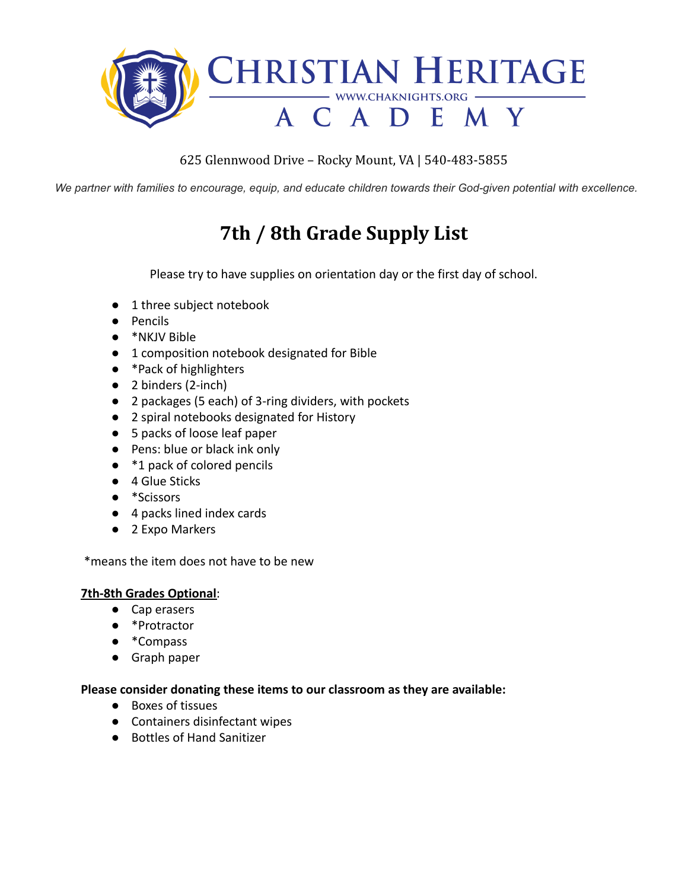# Christian Heritage Academy

WWW.CHAKNIGHTS.ORG

625 Glennwood Drive – Rocky Mount, VA | 540-483-5855

*We partner with families to encourage, equip, and educate children towards their God-given potential with excellence.*

## 7th / 8th Grade Supply List

Please try to have supplies on orientation day or the first day of school.

- 1 three subject notebook
- Pencils
- *NKJV Bible
- 1 composition notebook designated for Bible
- *Pack of highlighters
- 2 binders (2-inch)
- 2 packages (5 each) of 3-ring dividers, with pockets
- 2 spiral notebooks designated for History
- 5 packs of loose leaf paper
- Pens: blue or black ink only
- *1 pack of colored pencils
- 4 Glue Sticks
- *Scissors
- 4 packs lined index cards
- 2 Expo Markers

*means the item does not have to be new

**7th-8th Grades Optional**:

- Cap erasers
- *Protractor
- *Compass
- Graph paper

**Please consider donating these items to our classroom as they are available:**

- Boxes of tissues
- Containers disinfectant wipes
- Bottles of Hand Sanitizer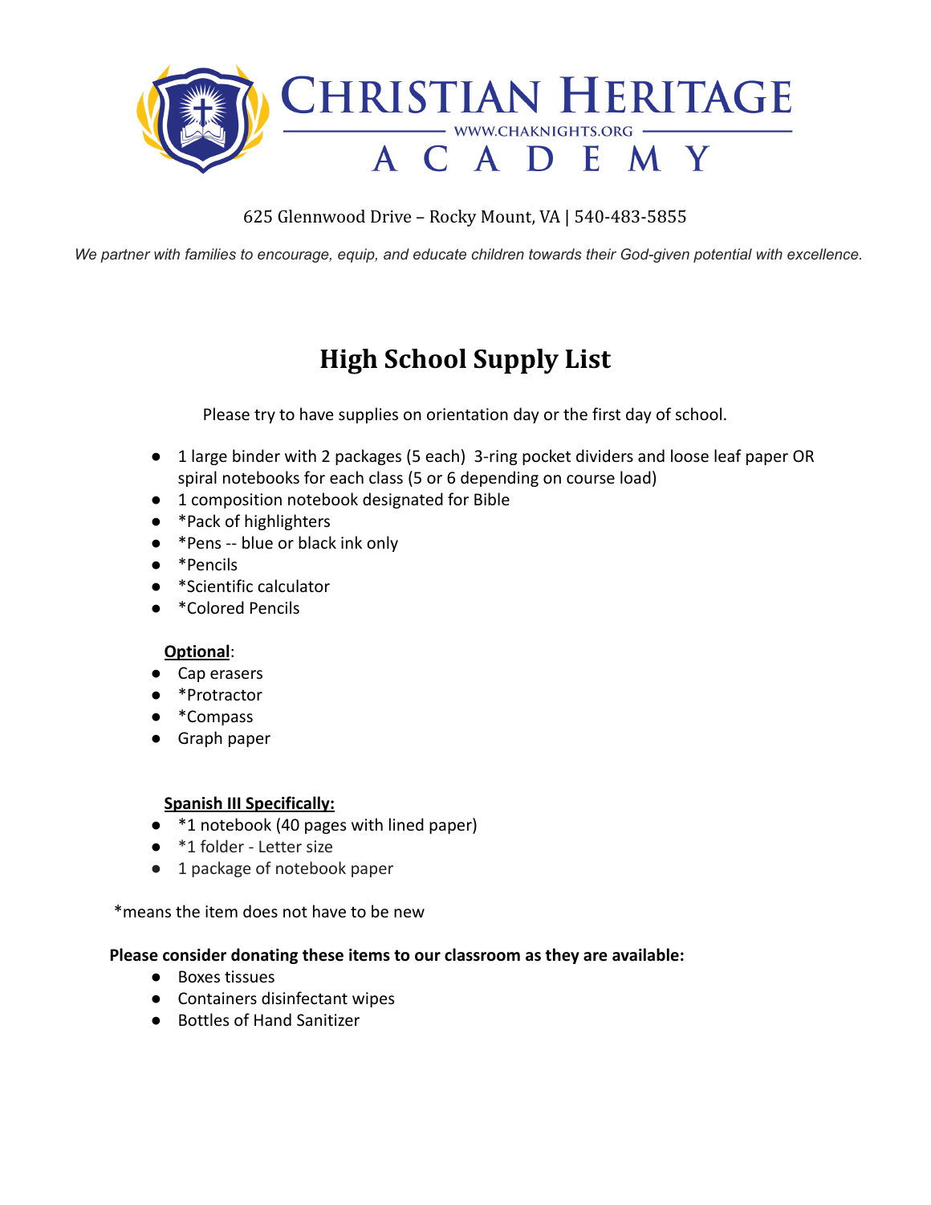# Christian Heritage Academy

WWW.CHAKNIGHTS.ORG

625 Glennwood Drive – Rocky Mount, VA | 540-483-5855

*We partner with families to encourage, equip, and educate children towards their God-given potential with excellence.*

## High School Supply List

Please try to have supplies on orientation day or the first day of school.

- 1 large binder with 2 packages (5 each) 3-ring pocket dividers and loose leaf paper OR spiral notebooks for each class (5 or 6 depending on course load)
- 1 composition notebook designated for Bible
- *Pack of highlighters
- *Pens -- blue or black ink only
- *Pencils
- *Scientific calculator
- *Colored Pencils

**<u>Optional</u>**:

- Cap erasers
- *Protractor
- *Compass
- Graph paper

**<u>Spanish III Specifically:</u>**

- *1 notebook (40 pages with lined paper)
- *1 folder - Letter size
- 1 package of notebook paper

*means the item does not have to be new

**Please consider donating these items to our classroom as they are available:**

- Boxes tissues
- Containers disinfectant wipes
- Bottles of Hand Sanitizer